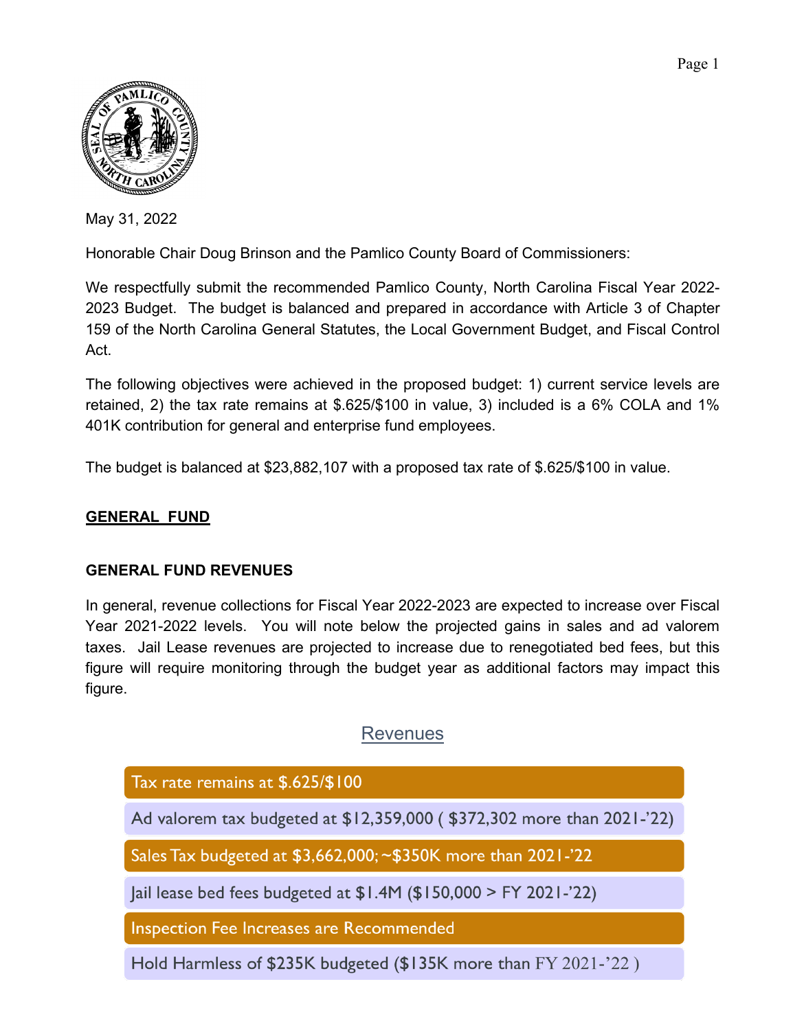May 31, 2022

Honorable Chair Doug Brinson and the Pamlico County Board of Commissioners:

We respectfully submit the recommended Pamlico County, North Carolina Fiscal Year 2022-2023 Budget. The budget is balanced and prepared in accordance with Article 3 of Chapter 159 of the North Carolina General Statutes, the Local Government Budget, and Fiscal Control Act.

The following objectives were achieved in the proposed budget: 1) current service levels are retained, 2) the tax rate remains at $.625/$100 in value, 3) included is a 6% COLA and 1% 401K contribution for general and enterprise fund employees.

The budget is balanced at $23,882,107 with a proposed tax rate of $.625/$100 in value.

## GENERAL FUND

### GENERAL FUND REVENUES

In general, revenue collections for Fiscal Year 2022-2023 are expected to increase over Fiscal Year 2021-2022 levels. You will note below the projected gains in sales and ad valorem taxes. Jail Lease revenues are projected to increase due to renegotiated bed fees, but this figure will require monitoring through the budget year as additional factors may impact this figure.

### Revenues

- Tax rate remains at $.625/$100
- Ad valorem tax budgeted at $12,359,000 ( $372,302 more than 2021-'22)
- Sales Tax budgeted at $3,662,000; ~$350K more than 2021-'22
- Jail lease bed fees budgeted at $1.4M ($150,000 > FY 2021-'22)
- Inspection Fee Increases are Recommended
- Hold Harmless of $235K budgeted ($135K more than FY 2021-'22 )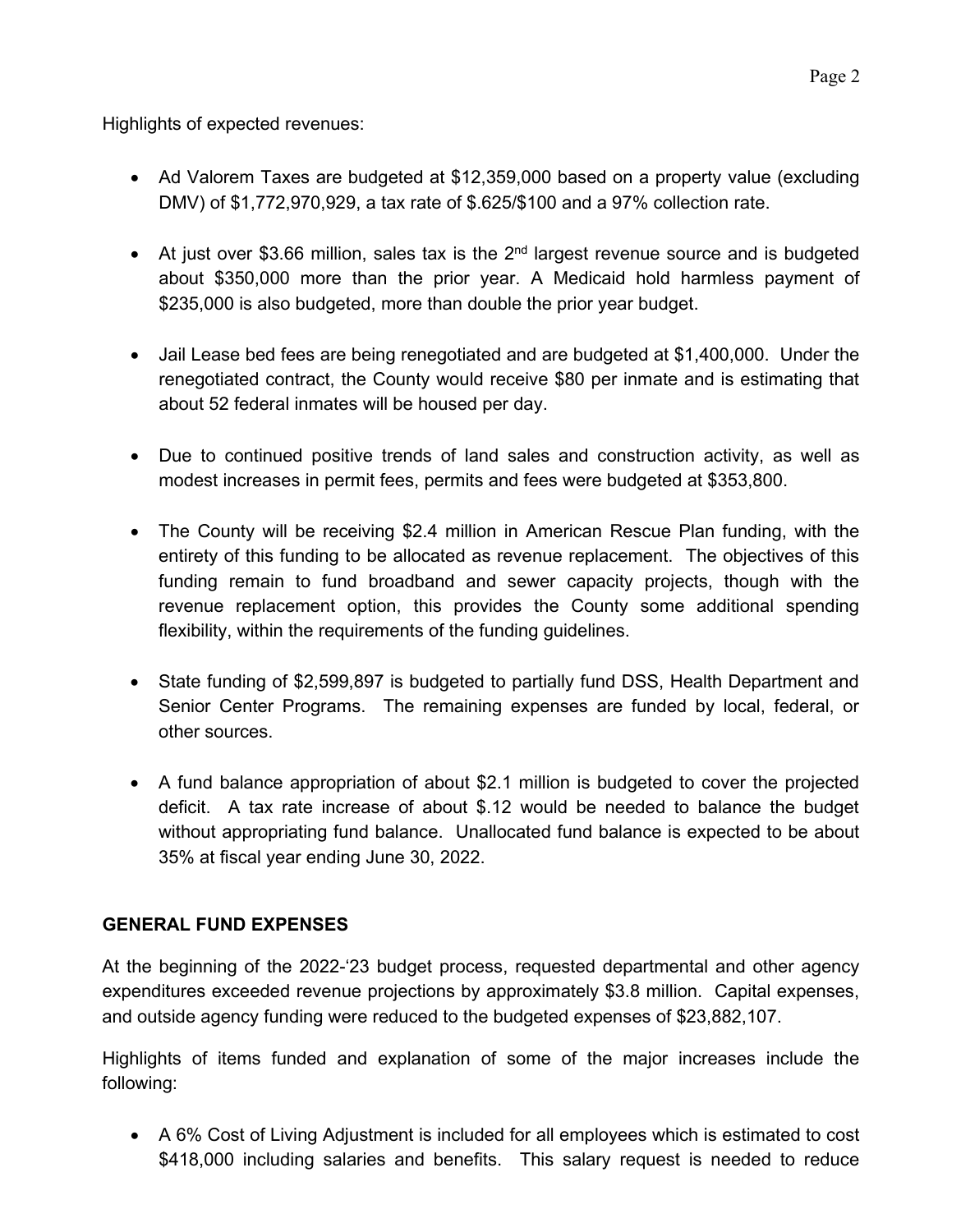Highlights of expected revenues:

- Ad Valorem Taxes are budgeted at $12,359,000 based on a property value (excluding DMV) of $1,772,970,929, a tax rate of $.625/$100 and a 97% collection rate.

- At just over $3.66 million, sales tax is the 2nd largest revenue source and is budgeted about $350,000 more than the prior year. A Medicaid hold harmless payment of $235,000 is also budgeted, more than double the prior year budget.

- Jail Lease bed fees are being renegotiated and are budgeted at $1,400,000. Under the renegotiated contract, the County would receive $80 per inmate and is estimating that about 52 federal inmates will be housed per day.

- Due to continued positive trends of land sales and construction activity, as well as modest increases in permit fees, permits and fees were budgeted at $353,800.

- The County will be receiving $2.4 million in American Rescue Plan funding, with the entirety of this funding to be allocated as revenue replacement. The objectives of this funding remain to fund broadband and sewer capacity projects, though with the revenue replacement option, this provides the County some additional spending flexibility, within the requirements of the funding guidelines.

- State funding of $2,599,897 is budgeted to partially fund DSS, Health Department and Senior Center Programs. The remaining expenses are funded by local, federal, or other sources.

- A fund balance appropriation of about $2.1 million is budgeted to cover the projected deficit. A tax rate increase of about $.12 would be needed to balance the budget without appropriating fund balance. Unallocated fund balance is expected to be about 35% at fiscal year ending June 30, 2022.

## GENERAL FUND EXPENSES

At the beginning of the 2022-'23 budget process, requested departmental and other agency expenditures exceeded revenue projections by approximately $3.8 million. Capital expenses, and outside agency funding were reduced to the budgeted expenses of $23,882,107.

Highlights of items funded and explanation of some of the major increases include the following:

- A 6% Cost of Living Adjustment is included for all employees which is estimated to cost $418,000 including salaries and benefits. This salary request is needed to reduce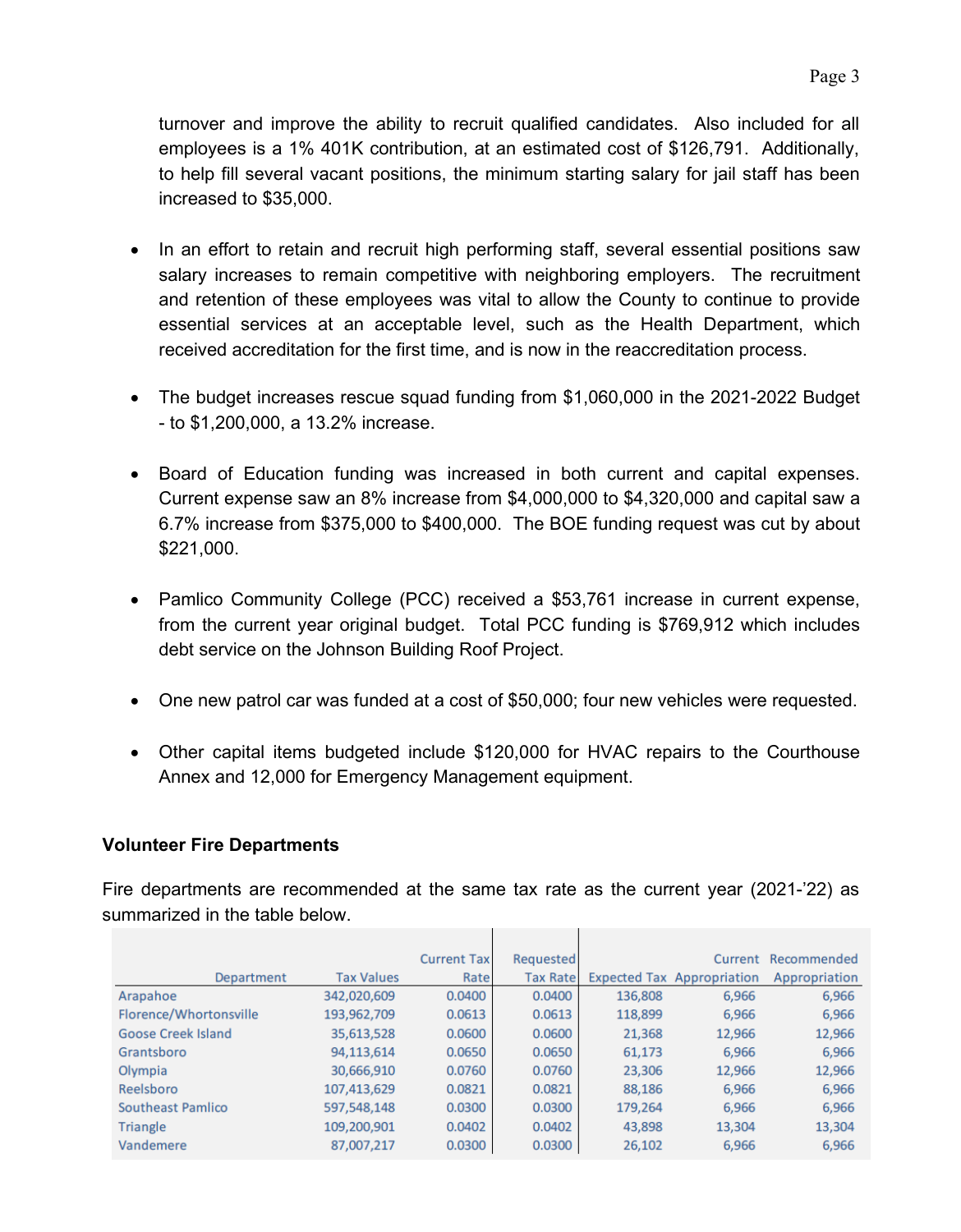turnover and improve the ability to recruit qualified candidates. Also included for all employees is a 1% 401K contribution, at an estimated cost of $126,791. Additionally, to help fill several vacant positions, the minimum starting salary for jail staff has been increased to $35,000.

- In an effort to retain and recruit high performing staff, several essential positions saw salary increases to remain competitive with neighboring employers. The recruitment and retention of these employees was vital to allow the County to continue to provide essential services at an acceptable level, such as the Health Department, which received accreditation for the first time, and is now in the reaccreditation process.

- The budget increases rescue squad funding from $1,060,000 in the 2021-2022 Budget - to $1,200,000, a 13.2% increase.

- Board of Education funding was increased in both current and capital expenses. Current expense saw an 8% increase from $4,000,000 to $4,320,000 and capital saw a 6.7% increase from $375,000 to $400,000. The BOE funding request was cut by about $221,000.

- Pamlico Community College (PCC) received a $53,761 increase in current expense, from the current year original budget. Total PCC funding is $769,912 which includes debt service on the Johnson Building Roof Project.

- One new patrol car was funded at a cost of $50,000; four new vehicles were requested.

- Other capital items budgeted include $120,000 for HVAC repairs to the Courthouse Annex and 12,000 for Emergency Management equipment.

**Volunteer Fire Departments**

Fire departments are recommended at the same tax rate as the current year (2021-'22) as summarized in the table below.

| Department | Tax Values | Current Tax Rate | Requested Tax Rate | Expected Tax | Current Appropriation | Recommended Appropriation |
|---|---|---|---|---|---|---|
| Arapahoe | 342,020,609 | 0.0400 | 0.0400 | 136,808 | 6,966 | 6,966 |
| Florence/Whortonsville | 193,962,709 | 0.0613 | 0.0613 | 118,899 | 6,966 | 6,966 |
| Goose Creek Island | 35,613,528 | 0.0600 | 0.0600 | 21,368 | 12,966 | 12,966 |
| Grantsboro | 94,113,614 | 0.0650 | 0.0650 | 61,173 | 6,966 | 6,966 |
| Olympia | 30,666,910 | 0.0760 | 0.0760 | 23,306 | 12,966 | 12,966 |
| Reelsboro | 107,413,629 | 0.0821 | 0.0821 | 88,186 | 6,966 | 6,966 |
| Southeast Pamlico | 597,548,148 | 0.0300 | 0.0300 | 179,264 | 6,966 | 6,966 |
| Triangle | 109,200,901 | 0.0402 | 0.0402 | 43,898 | 13,304 | 13,304 |
| Vandemere | 87,007,217 | 0.0300 | 0.0300 | 26,102 | 6,966 | 6,966 |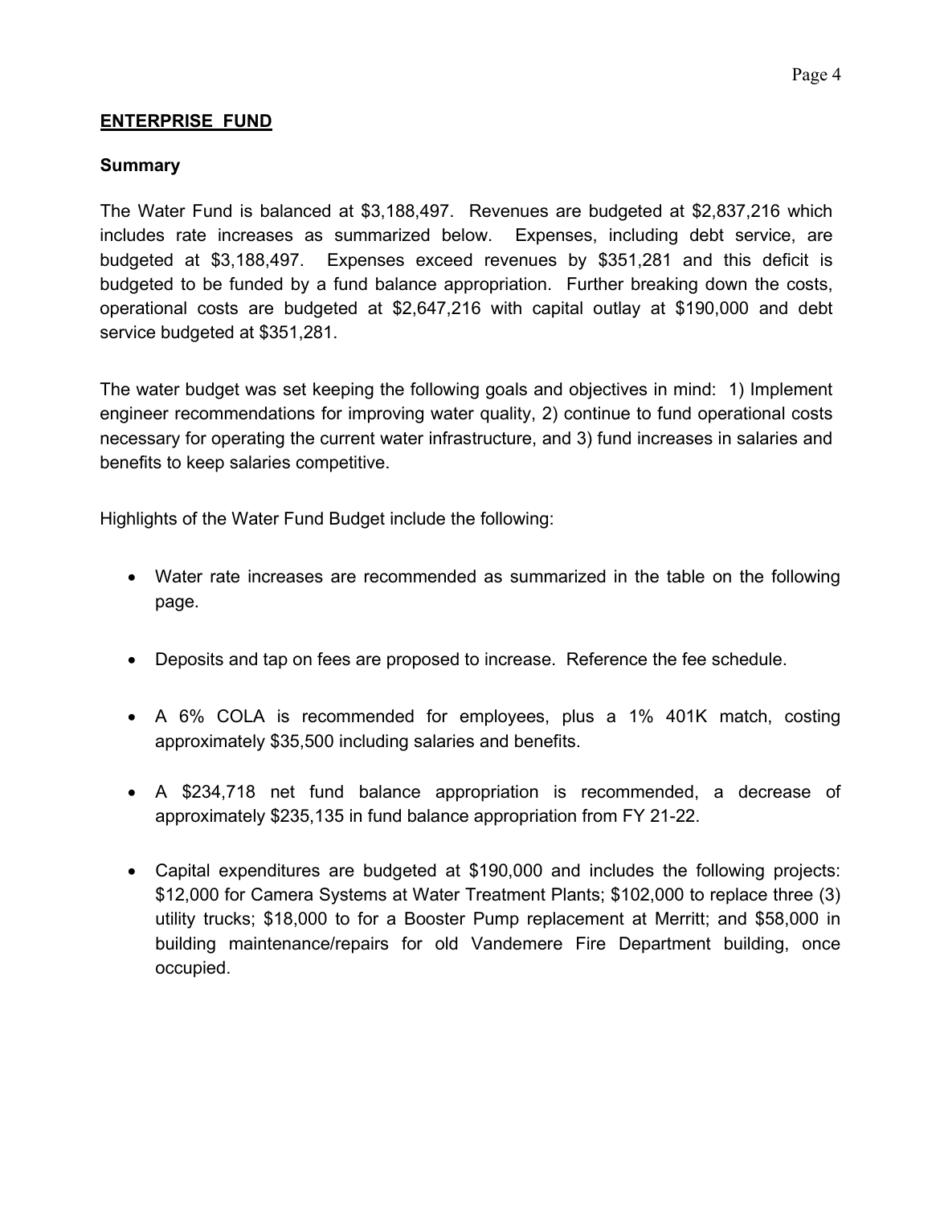## ENTERPRISE FUND

### Summary

The Water Fund is balanced at $3,188,497. Revenues are budgeted at $2,837,216 which includes rate increases as summarized below. Expenses, including debt service, are budgeted at $3,188,497. Expenses exceed revenues by $351,281 and this deficit is budgeted to be funded by a fund balance appropriation. Further breaking down the costs, operational costs are budgeted at $2,647,216 with capital outlay at $190,000 and debt service budgeted at $351,281.

The water budget was set keeping the following goals and objectives in mind: 1) Implement engineer recommendations for improving water quality, 2) continue to fund operational costs necessary for operating the current water infrastructure, and 3) fund increases in salaries and benefits to keep salaries competitive.

Highlights of the Water Fund Budget include the following:

- Water rate increases are recommended as summarized in the table on the following page.
- Deposits and tap on fees are proposed to increase. Reference the fee schedule.
- A 6% COLA is recommended for employees, plus a 1% 401K match, costing approximately $35,500 including salaries and benefits.
- A $234,718 net fund balance appropriation is recommended, a decrease of approximately $235,135 in fund balance appropriation from FY 21-22.
- Capital expenditures are budgeted at $190,000 and includes the following projects: $12,000 for Camera Systems at Water Treatment Plants; $102,000 to replace three (3) utility trucks; $18,000 to for a Booster Pump replacement at Merritt; and $58,000 in building maintenance/repairs for old Vandemere Fire Department building, once occupied.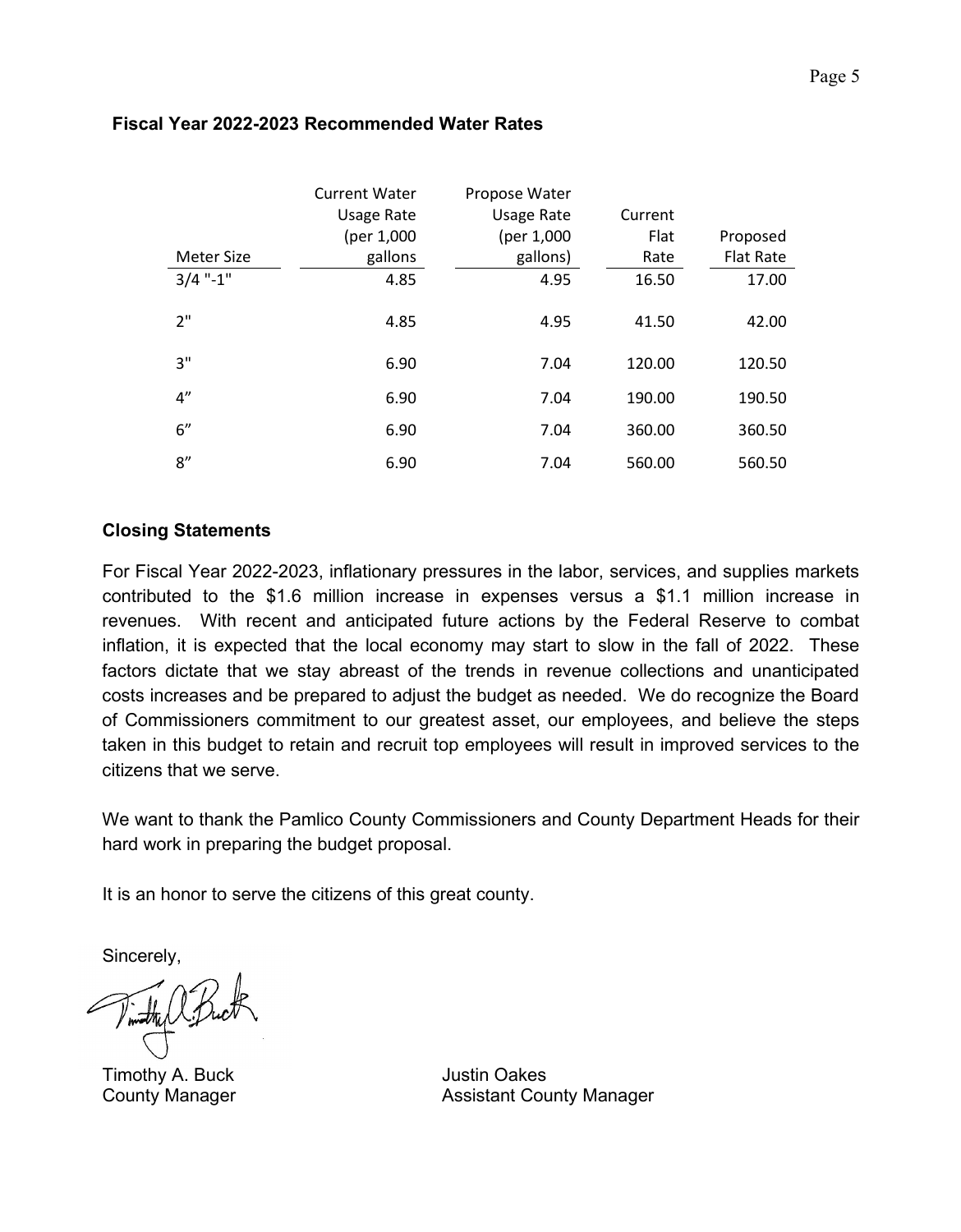**Fiscal Year 2022-2023 Recommended Water Rates**

| Meter Size | Current Water Usage Rate (per 1,000 gallons | Propose Water Usage Rate (per 1,000 gallons) | Current Flat Rate | Proposed Flat Rate |
|---|---|---|---|---|
| 3/4 "-1" | 4.85 | 4.95 | 16.50 | 17.00 |
| 2" | 4.85 | 4.95 | 41.50 | 42.00 |
| 3" | 6.90 | 7.04 | 120.00 | 120.50 |
| 4” | 6.90 | 7.04 | 190.00 | 190.50 |
| 6” | 6.90 | 7.04 | 360.00 | 360.50 |
| 8” | 6.90 | 7.04 | 560.00 | 560.50 |

**Closing Statements**

For Fiscal Year 2022-2023, inflationary pressures in the labor, services, and supplies markets contributed to the $1.6 million increase in expenses versus a $1.1 million increase in revenues. With recent and anticipated future actions by the Federal Reserve to combat inflation, it is expected that the local economy may start to slow in the fall of 2022. These factors dictate that we stay abreast of the trends in revenue collections and unanticipated costs increases and be prepared to adjust the budget as needed. We do recognize the Board of Commissioners commitment to our greatest asset, our employees, and believe the steps taken in this budget to retain and recruit top employees will result in improved services to the citizens that we serve.

We want to thank the Pamlico County Commissioners and County Department Heads for their hard work in preparing the budget proposal.

It is an honor to serve the citizens of this great county.

Sincerely,

Timothy A. Buck
County Manager

Justin Oakes
Assistant County Manager